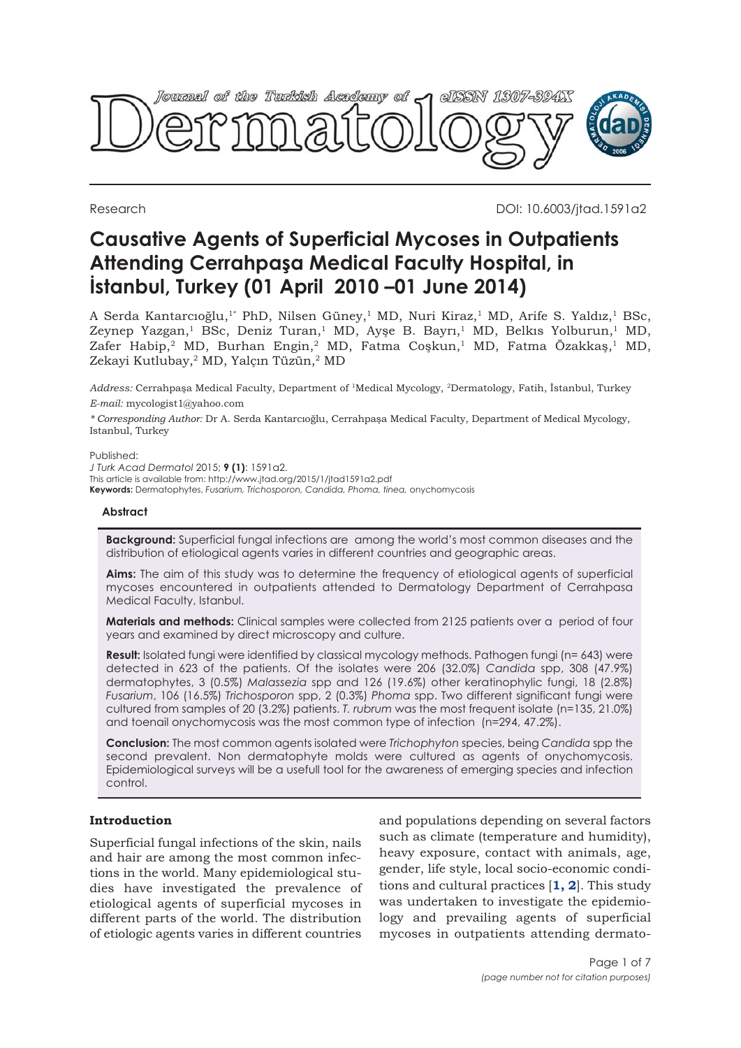Research

DOI: 10.6003/jtad.1591a2

# Causative Agents of Superficial Mycoses in Outpatients Attending Cerrahpaşa Medical Faculty Hospital, in İstanbul, Turkey (01 April 2010 –01 June 2014)

A Serda Kantarcıoğlu,[1*] PhD, Nilsen Güney,[1] MD, Nuri Kiraz,[1] MD, Arife S. Yaldız,[1] BSc, Zeynep Yazgan,[1] BSc, Deniz Turan,[1] MD, Ayşe B. Bayrı,[1] MD, Belkıs Yolburun,[1] MD, Zafer Habip,[2] MD, Burhan Engin,[2] MD, Fatma Coşkun,[1] MD, Fatma Özakkaş,[1] MD, Zekayi Kutlubay,[2] MD, Yalçın Tüzün,[2] MD

*Address:* Cerrahpaşa Medical Faculty, Department of [1]Medical Mycology, [2]Dermatology, Fatih, İstanbul, Turkey

*E-mail:* mycologist1@yahoo.com

*\* Corresponding Author:* Dr A. Serda Kantarcıoğlu, Cerrahpaşa Medical Faculty, Department of Medical Mycology, Istanbul, Turkey

Published:
*J Turk Acad Dermatol* 2015; **9 (1)**: 1591a2.
This article is available from: http://www.jtad.org/2015/1/jtad1591a2.pdf
**Keywords:** Dermatophytes, *Fusarium, Trichosporon, Candida, Phoma, tinea,* onychomycosis

### Abstract

**Background:** Superficial fungal infections are among the world's most common diseases and the distribution of etiological agents varies in different countries and geographic areas.

**Aims:** The aim of this study was to determine the frequency of etiological agents of superficial mycoses encountered in outpatients attended to Dermatology Department of Cerrahpasa Medical Faculty, Istanbul.

**Materials and methods:** Clinical samples were collected from 2125 patients over a period of four years and examined by direct microscopy and culture.

**Result:** Isolated fungi were identified by classical mycology methods. Pathogen fungi (n= 643) were detected in 623 of the patients. Of the isolates were 206 (32.0%) *Candida* spp, 308 (47.9%) dermatophytes, 3 (0.5%) *Malassezia* spp and 126 (19.6%) other keratinophylic fungi, 18 (2.8%) *Fusarium*, 106 (16.5%) *Trichosporon* spp, 2 (0.3%) *Phoma* spp. Two different significant fungi were cultured from samples of 20 (3.2%) patients. *T. rubrum* was the most frequent isolate (n=135, 21.0%) and toenail onychomycosis was the most common type of infection (n=294, 47.2%).

**Conclusion:** The most common agents isolated were *Trichophyton* species, being *Candida* spp the second prevalent. Non dermatophyte molds were cultured as agents of onychomycosis. Epidemiological surveys will be a usefull tool for the awareness of emerging species and infection control.

## Introduction

Superficial fungal infections of the skin, nails and hair are among the most common infections in the world. Many epidemiological studies have investigated the prevalence of etiological agents of superficial mycoses in different parts of the world. The distribution of etiologic agents varies in different countries and populations depending on several factors such as climate (temperature and humidity), heavy exposure, contact with animals, age, gender, life style, local socio-economic conditions and cultural practices [**1, 2**]. This study was undertaken to investigate the epidemiology and prevailing agents of superficial mycoses in outpatients attending dermato-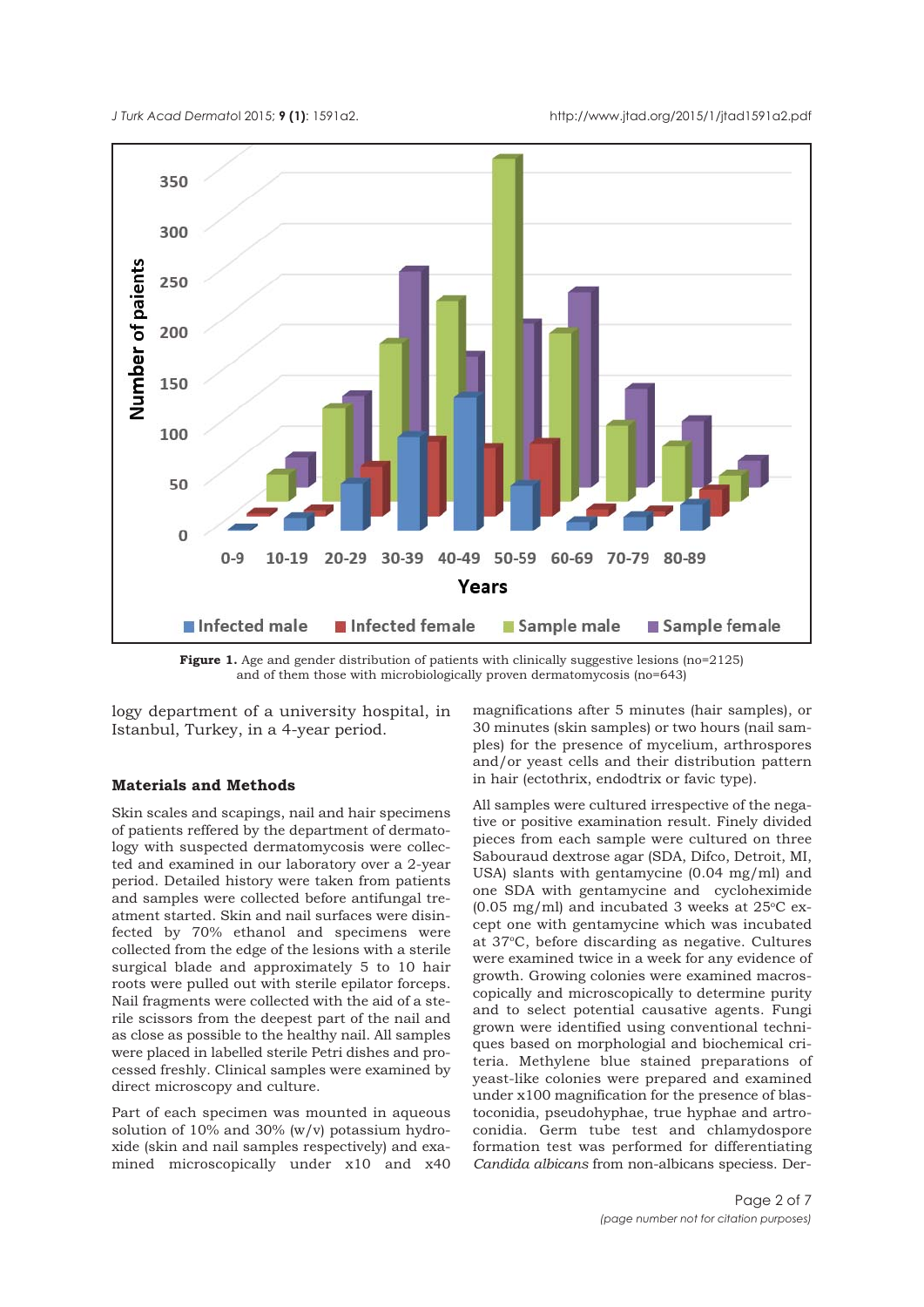**Figure 1.** Age and gender distribution of patients with clinically suggestive lesions (no=2125) and of them those with microbiologically proven dermatomycosis (no=643)

logy department of a university hospital, in Istanbul, Turkey, in a 4-year period.

## Materials and Methods

Skin scales and scapings, nail and hair specimens of patients reffered by the department of dermatology with suspected dermatomycosis were collected and examined in our laboratory over a 2-year period. Detailed history were taken from patients and samples were collected before antifungal treatment started. Skin and nail surfaces were disinfected by 70% ethanol and specimens were collected from the edge of the lesions with a sterile surgical blade and approximately 5 to 10 hair roots were pulled out with sterile epilator forceps. Nail fragments were collected with the aid of a sterile scissors from the deepest part of the nail and as close as possible to the healthy nail. All samples were placed in labelled sterile Petri dishes and processed freshly. Clinical samples were examined by direct microscopy and culture.

Part of each specimen was mounted in aqueous solution of 10% and 30% (w/v) potassium hydroxide (skin and nail samples respectively) and examined microscopically under x10 and x40 magnifications after 5 minutes (hair samples), or 30 minutes (skin samples) or two hours (nail samples) for the presence of mycelium, arthrospores and/or yeast cells and their distribution pattern in hair (ectothrix, endodtrix or favic type).

All samples were cultured irrespective of the negative or positive examination result. Finely divided pieces from each sample were cultured on three Sabouraud dextrose agar (SDA, Difco, Detroit, MI, USA) slants with gentamycine (0.04 mg/ml) and one SDA with gentamycine and cycloheximide (0.05 mg/ml) and incubated 3 weeks at 25°C except one with gentamycine which was incubated at 37°C, before discarding as negative. Cultures were examined twice in a week for any evidence of growth. Growing colonies were examined macroscopically and microscopically to determine purity and to select potential causative agents. Fungi grown were identified using conventional techniques based on morphologial and biochemical criteria. Methylene blue stained preparations of yeast-like colonies were prepared and examined under x100 magnification for the presence of blastoconidia, pseudohyphae, true hyphae and artroconidia. Germ tube test and chlamydospore formation test was performed for differentiating *Candida albicans* from non-albicans speciess. Der-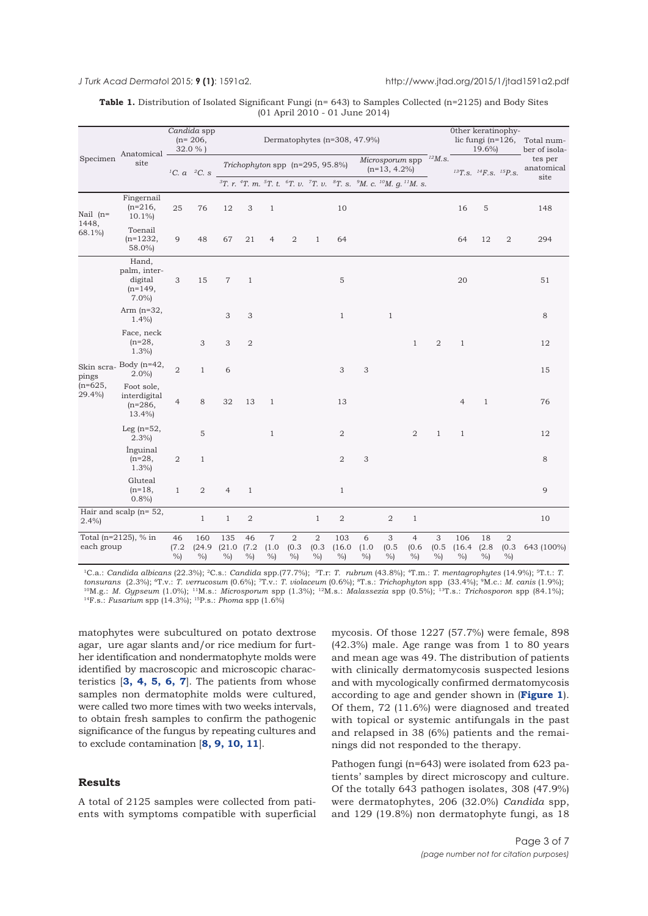**Table 1.** Distribution of Isolated Significant Fungi (n= 643) to Samples Collected (n=2125) and Body Sites (01 April 2010 - 01 June 2014)

| Specimen | Anatomical site | *Candida* spp (n= 206, 32.0 %) | | Dermatophytes (n=308, 47.9%) | | | | | | | | | | Other keratinophylic fungi (n=126, 19.6%) | | | Total number of isolates per anatomical site |
|---|---|---|---|---|---|---|---|---|---|---|---|---|---|---|---|---|---|
| | | | | *Trichophyton* spp (n=295, 95.8%) | | | | | | *Microsporum* spp (n=13, 4.2%) | | | [12]*M.s.* | | | | |
| | | [1]*C. a* | [2]*C. s* | [3]*T. r.* | [4]*T. m.* | [5]*T. t.* | [6]*T. v.* | [7]*T. v.* | [8]*T. s.* | [9]*M. c.* | [10]*M. g.* | [11]*M. s.* | | [13]*T.s.* | [14]*F.s.* | [15]*P.s.* | |
| Nail (n= 1448, 68.1%) | Fingernail (n=216, 10.1%) | 25 | 76 | 12 | 3 | 1 | | | 10 | | | | | 16 | 5 | | 148 |
| | Toenail (n=1232, 58.0%) | 9 | 48 | 67 | 21 | 4 | 2 | 1 | 64 | | | | | 64 | 12 | 2 | 294 |
| Skin scrapings (n=625, 29.4%) | Hand, palm, interdigital (n=149, 7.0%) | 3 | 15 | 7 | 1 | | | | 5 | | | | | 20 | | | 51 |
| | Arm (n=32, 1.4%) | | | 3 | 3 | | | | 1 | | 1 | | | | | | 8 |
| | Face, neck (n=28, 1.3%) | | 3 | 3 | 2 | | | | | | | 1 | 2 | 1 | | | 12 |
| | Body (n=42, 2.0%) | 2 | 1 | 6 | | | | | 3 | 3 | | | | | | | 15 |
| | Foot sole, interdigital (n=286, 13.4%) | 4 | 8 | 32 | 13 | 1 | | | 13 | | | | | 4 | 1 | | 76 |
| | Leg (n=52, 2.3%) | | 5 | | | 1 | | | 2 | | | 2 | 1 | 1 | | | 12 |
| | İnguinal (n=28, 1.3%) | 2 | 1 | | | | | | 2 | 3 | | | | | | | 8 |
| | Gluteal (n=18, 0.8%) | 1 | 2 | 4 | 1 | | | | 1 | | | | | | | | 9 |
| Hair and scalp (n= 52, 2.4%) | | | 1 | 1 | 2 | | | 1 | 2 | | 2 | 1 | | | | | 10 |
| Total (n=2125), % in each group | | 46 (7.2 %) | 160 (24.9 %) | 135 (21.0 %) | 46 (7.2 %) | 7 (1.0 %) | 2 (0.3 %) | 2 (0.3 %) | 103 (16.0 %) | 6 (1.0 %) | 3 (0.5 %) | 4 (0.6 %) | 3 (0.5 %) | 106 (16.4 %) | 18 (2.8 %) | 2 (0.3 %) | 643 (100%) |

[1]C.a.: *Candida albicans* (22.3%); [2]C.s.: *Candida* spp.(77.7%); [3]T.r: *T. rubrum* (43.8%); [4]T.m.: *T. mentagrophytes* (14.9%); [5]T.t.: *T. tonsurans* (2.3%); [6]T.v.: *T. verrucosum* (0.6%); [7]T.v.: *T. violaceum* (0.6%); [8]T.s.: *Trichophyton* spp (33.4%); [9]M.c.: *M. canis* (1.9%); [10]M.g.: *M. Gypseum* (1.0%); [11]M.s.: *Microsporum* spp (1.3%); [12]M.s.: *Malassezia* spp (0.5%); [13]T.s.: *Trichosporon* spp (84.1%); [14]F.s.: *Fusarium* spp (14.3%); [15]P.s.: *Phoma* spp (1.6%)

matophytes were subcultured on potato dextrose agar, ure agar slants and/or rice medium for further identification and nondermatophyte molds were identified by macroscopic and microscopic characteristics [**3, 4, 5, 6, 7**]. The patients from whose samples non dermatophite molds were cultured, were called two more times with two weeks intervals, to obtain fresh samples to confirm the pathogenic significance of the fungus by repeating cultures and to exclude contamination [**8, 9, 10, 11**].

## Results

A total of 2125 samples were collected from patients with symptoms compatible with superficial mycosis. Of those 1227 (57.7%) were female, 898 (42.3%) male. Age range was from 1 to 80 years and mean age was 49. The distribution of patients with clinically dermatomycosis suspected lesions and with mycologically confirmed dermatomycosis according to age and gender shown in (**Figure 1**). Of them, 72 (11.6%) were diagnosed and treated with topical or systemic antifungals in the past and relapsed in 38 (6%) patients and the remainings did not responded to the therapy.

Pathogen fungi (n=643) were isolated from 623 patients' samples by direct microscopy and culture. Of the totally 643 pathogen isolates, 308 (47.9%) were dermatophytes, 206 (32.0%) *Candida* spp, and 129 (19.8%) non dermatophyte fungi, as 18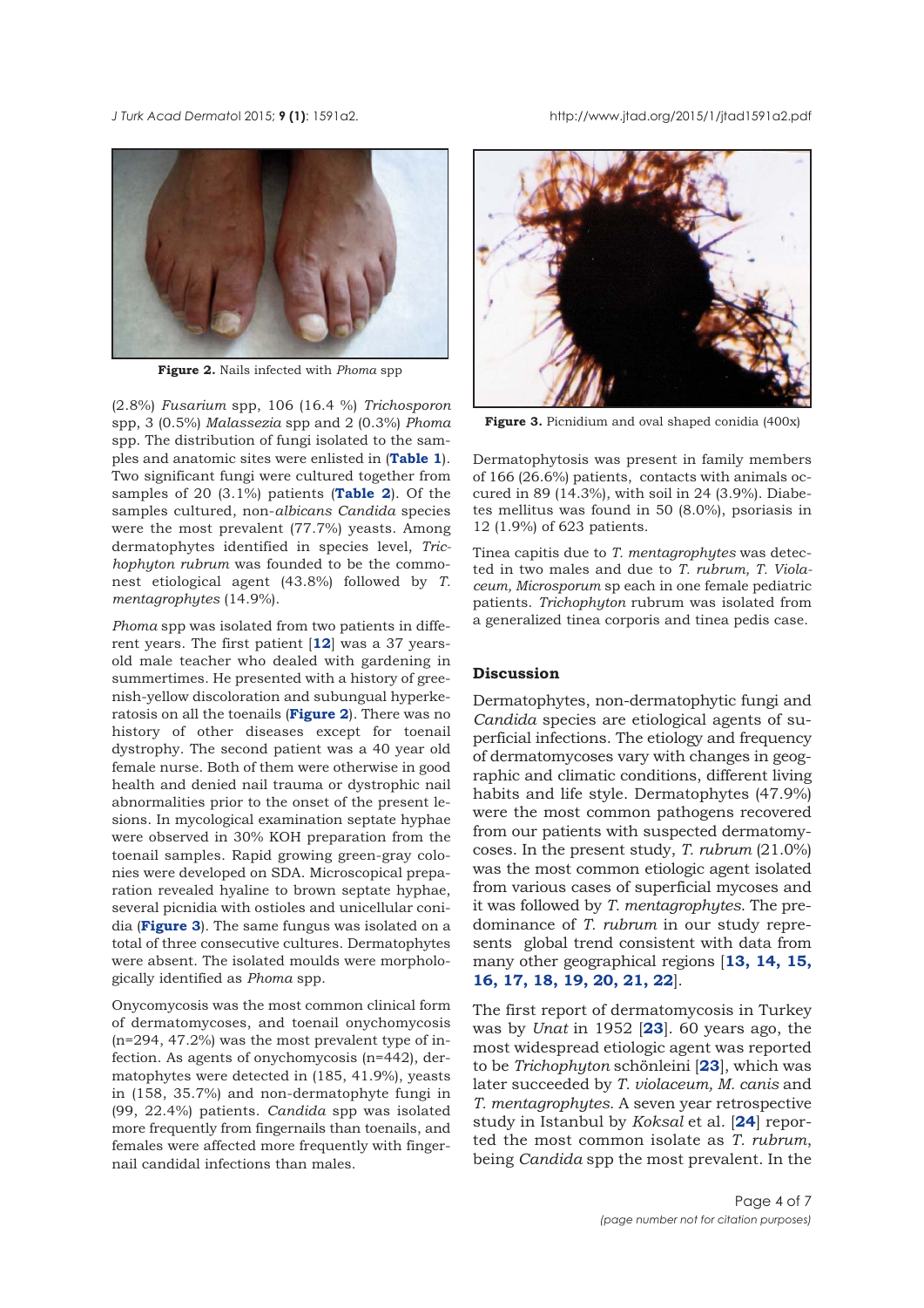Figure 2. Nails infected with *Phoma* spp

(2.8%) *Fusarium* spp, 106 (16.4 %) *Trichosporon* spp, 3 (0.5%) *Malassezia* spp and 2 (0.3%) *Phoma* spp. The distribution of fungi isolated to the samples and anatomic sites were enlisted in (**Table 1**). Two significant fungi were cultured together from samples of 20 (3.1%) patients (**Table 2**). Of the samples cultured, non-*albicans Candida* species were the most prevalent (77.7%) yeasts. Among dermatophytes identified in species level, *Trichophyton rubrum* was founded to be the commonest etiological agent (43.8%) followed by *T. mentagrophytes* (14.9%).

*Phoma* spp was isolated from two patients in different years. The first patient [**12**] was a 37 years-old male teacher who dealed with gardening in summertimes. He presented with a history of greenish-yellow discoloration and subungual hyperkeratosis on all the toenails (**Figure 2**). There was no history of other diseases except for toenail dystrophy. The second patient was a 40 year old female nurse. Both of them were otherwise in good health and denied nail trauma or dystrophic nail abnormalities prior to the onset of the present lesions. In mycological examination septate hyphae were observed in 30% KOH preparation from the toenail samples. Rapid growing green-gray colonies were developed on SDA. Microscopical preparation revealed hyaline to brown septate hyphae, several picnidia with ostioles and unicellular conidia (**Figure 3**). The same fungus was isolated on a total of three consecutive cultures. Dermatophytes were absent. The isolated moulds were morphologically identified as *Phoma* spp.

Onycomycosis was the most common clinical form of dermatomycoses, and toenail onychomycosis (n=294, 47.2%) was the most prevalent type of infection. As agents of onychomycosis (n=442), dermatophytes were detected in (185, 41.9%), yeasts in (158, 35.7%) and non-dermatophyte fungi in (99, 22.4%) patients. *Candida* spp was isolated more frequently from fingernails than toenails, and females were affected more frequently with fingernail candidal infections than males.

Figure 3. Picnidium and oval shaped conidia (400x)

Dermatophytosis was present in family members of 166 (26.6%) patients, contacts with animals occured in 89 (14.3%), with soil in 24 (3.9%). Diabetes mellitus was found in 50 (8.0%), psoriasis in 12 (1.9%) of 623 patients.

Tinea capitis due to *T. mentagrophytes* was detected in two males and due to *T. rubrum, T. Violaceum, Microsporum* sp each in one female pediatric patients. *Trichophyton* rubrum was isolated from a generalized tinea corporis and tinea pedis case.

## Discussion

Dermatophytes, non-dermatophytic fungi and *Candida* species are etiological agents of superficial infections. The etiology and frequency of dermatomycoses vary with changes in geographic and climatic conditions, different living habits and life style. Dermatophytes (47.9%) were the most common pathogens recovered from our patients with suspected dermatomycoses. In the present study, *T. rubrum* (21.0%) was the most common etiologic agent isolated from various cases of superficial mycoses and it was followed by *T. mentagrophytes*. The predominance of *T. rubrum* in our study represents global trend consistent with data from many other geographical regions [**13, 14, 15, 16, 17, 18, 19, 20, 21, 22**].

The first report of dermatomycosis in Turkey was by *Unat* in 1952 [**23**]. 60 years ago, the most widespread etiologic agent was reported to be *Trichophyton* schönleini [**23**], which was later succeeded by *T. violaceum, M. canis* and *T. mentagrophytes*. A seven year retrospective study in Istanbul by *Koksal* et al. [**24**] reported the most common isolate as *T. rubrum*, being *Candida* spp the most prevalent. In the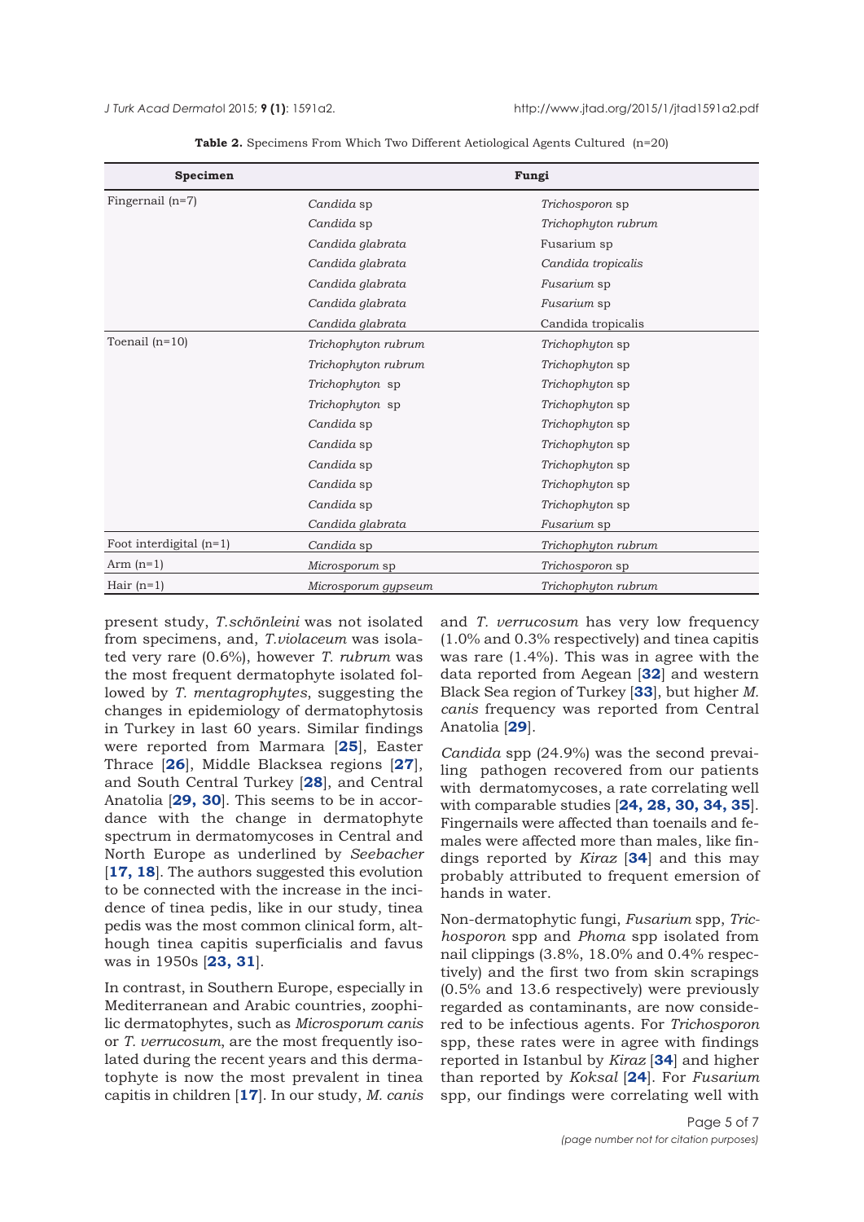**Table 2.** Specimens From Which Two Different Aetiological Agents Cultured (n=20)

| Specimen | Fungi | |
|---|---|---|
| Fingernail (n=7) | *Candida* sp | *Trichosporon* sp |
| | *Candida* sp | *Trichophyton rubrum* |
| | *Candida glabrata* | Fusarium sp |
| | *Candida glabrata* | *Candida tropicalis* |
| | *Candida glabrata* | *Fusarium* sp |
| | *Candida glabrata* | *Fusarium* sp |
| | *Candida glabrata* | Candida tropicalis |
| Toenail (n=10) | *Trichophyton rubrum* | *Trichophyton* sp |
| | *Trichophyton rubrum* | *Trichophyton* sp |
| | *Trichophyton* sp | *Trichophyton* sp |
| | *Trichophyton* sp | *Trichophyton* sp |
| | *Candida* sp | *Trichophyton* sp |
| | *Candida* sp | *Trichophyton* sp |
| | *Candida* sp | *Trichophyton* sp |
| | *Candida* sp | *Trichophyton* sp |
| | *Candida* sp | *Trichophyton* sp |
| | *Candida glabrata* | *Fusarium* sp |
| Foot interdigital (n=1) | *Candida* sp | *Trichophyton rubrum* |
| Arm (n=1) | *Microsporum* sp | *Trichosporon* sp |
| Hair (n=1) | *Microsporum gypseum* | *Trichophyton rubrum* |

present study, *T.schönleini* was not isolated from specimens, and, *T.violaceum* was isolated very rare (0.6%), however *T. rubrum* was the most frequent dermatophyte isolated followed by *T. mentagrophytes*, suggesting the changes in epidemiology of dermatophytosis in Turkey in last 60 years. Similar findings were reported from Marmara [**25**], Easter Thrace [**26**], Middle Blacksea regions [**27**], and South Central Turkey [**28**], and Central Anatolia [**29, 30**]. This seems to be in accordance with the change in dermatophyte spectrum in dermatomycoses in Central and North Europe as underlined by *Seebacher* [**17, 18**]. The authors suggested this evolution to be connected with the increase in the incidence of tinea pedis, like in our study, tinea pedis was the most common clinical form, although tinea capitis superficialis and favus was in 1950s [**23, 31**].

In contrast, in Southern Europe, especially in Mediterranean and Arabic countries, zoophilic dermatophytes, such as *Microsporum canis* or *T. verrucosum*, are the most frequently isolated during the recent years and this dermatophyte is now the most prevalent in tinea capitis in children [**17**]. In our study, *M. canis* and *T. verrucosum* has very low frequency (1.0% and 0.3% respectively) and tinea capitis was rare (1.4%). This was in agree with the data reported from Aegean [**32**] and western Black Sea region of Turkey [**33**], but higher *M. canis* frequency was reported from Central Anatolia [**29**].

*Candida* spp (24.9%) was the second prevailing pathogen recovered from our patients with dermatomycoses, a rate correlating well with comparable studies [**24, 28, 30, 34, 35**]. Fingernails were affected than toenails and females were affected more than males, like findings reported by *Kiraz* [**34**] and this may probably attributed to frequent emersion of hands in water.

Non-dermatophytic fungi, *Fusarium* spp, *Trichosporon* spp and *Phoma* spp isolated from nail clippings (3.8%, 18.0% and 0.4% respectively) and the first two from skin scrapings (0.5% and 13.6 respectively) were previously regarded as contaminants, are now considered to be infectious agents. For *Trichosporon* spp, these rates were in agree with findings reported in Istanbul by *Kiraz* [**34**] and higher than reported by *Koksal* [**24**]. For *Fusarium* spp, our findings were correlating well with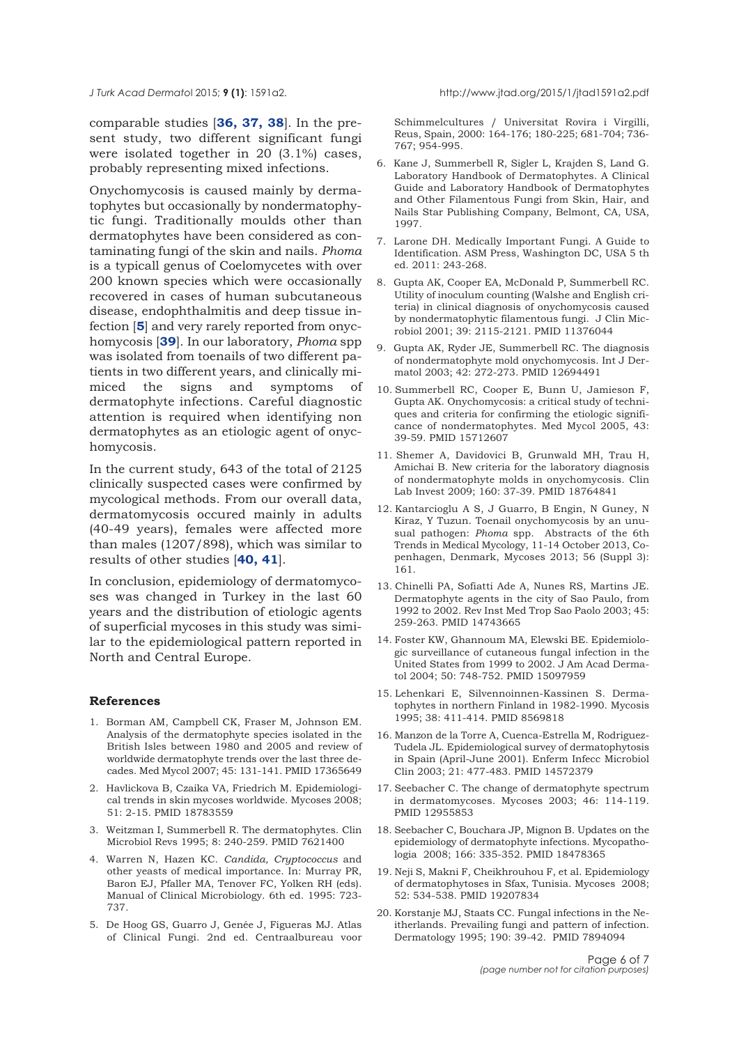comparable studies [**36, 37, 38**]. In the present study, two different significant fungi were isolated together in 20 (3.1%) cases, probably representing mixed infections.

Onychomycosis is caused mainly by dermatophytes but occasionally by nondermatophytic fungi. Traditionally moulds other than dermatophytes have been considered as contaminating fungi of the skin and nails. *Phoma* is a typicall genus of Coelomycetes with over 200 known species which were occasionally recovered in cases of human subcutaneous disease, endophthalmitis and deep tissue infection [**5**] and very rarely reported from onychomycosis [**39**]. In our laboratory, *Phoma* spp was isolated from toenails of two different patients in two different years, and clinically mimiced the signs and symptoms of dermatophyte infections. Careful diagnostic attention is required when identifying non dermatophytes as an etiologic agent of onychomycosis.

In the current study, 643 of the total of 2125 clinically suspected cases were confirmed by mycological methods. From our overall data, dermatomycosis occured mainly in adults (40-49 years), females were affected more than males (1207/898), which was similar to results of other studies [**40, 41**].

In conclusion, epidemiology of dermatomycoses was changed in Turkey in the last 60 years and the distribution of etiologic agents of superficial mycoses in this study was similar to the epidemiological pattern reported in North and Central Europe.

## References

1. Borman AM, Campbell CK, Fraser M, Johnson EM. Analysis of the dermatophyte species isolated in the British Isles between 1980 and 2005 and review of worldwide dermatophyte trends over the last three decades. Med Mycol 2007; 45: 131-141. PMID 17365649
2. Havlickova B, Czaika VA, Friedrich M. Epidemiological trends in skin mycoses worldwide. Mycoses 2008; 51: 2-15. PMID 18783559
3. Weitzman I, Summerbell R. The dermatophytes. Clin Microbiol Revs 1995; 8: 240-259. PMID 7621400
4. Warren N, Hazen KC. *Candida, Cryptococcus* and other yeasts of medical importance. In: Murray PR, Baron EJ, Pfaller MA, Tenover FC, Yolken RH (eds). Manual of Clinical Microbiology. 6th ed. 1995: 723-737.
5. De Hoog GS, Guarro J, Genée J, Figueras MJ. Atlas of Clinical Fungi. 2nd ed. Centraalbureau voor Schimmelcultures / Universitat Rovira i Virgili, Reus, Spain, 2000: 164-176; 180-225; 681-704; 736-767; 954-995.
6. Kane J, Summerbell R, Sigler L, Krajden S, Land G. Laboratory Handbook of Dermatophytes. A Clinical Guide and Laboratory Handbook of Dermatophytes and Other Filamentous Fungi from Skin, Hair, and Nails Star Publishing Company, Belmont, CA, USA, 1997.
7. Larone DH. Medically Important Fungi. A Guide to Identification. ASM Press, Washington DC, USA 5 th ed. 2011: 243-268.
8. Gupta AK, Cooper EA, McDonald P, Summerbell RC. Utility of inoculum counting (Walshe and English criteria) in clinical diagnosis of onychomycosis caused by nondermatophytic filamentous fungi. J Clin Microbiol 2001; 39: 2115-2121. PMID 11376044
9. Gupta AK, Ryder JE, Summerbell RC. The diagnosis of nondermatophyte mold onychomycosis. Int J Dermatol 2003; 42: 272-273. PMID 12694491
10. Summerbell RC, Cooper E, Bunn U, Jamieson F, Gupta AK. Onychomycosis: a critical study of techniques and criteria for confirming the etiologic significance of nondermatophytes. Med Mycol 2005, 43: 39-59. PMID 15712607
11. Shemer A, Davidovici B, Grunwald MH, Trau H, Amichai B. New criteria for the laboratory diagnosis of nondermatophyte molds in onychomycosis. Clin Lab Invest 2009; 160: 37-39. PMID 18764841
12. Kantarcioglu A S, J Guarro, B Engin, N Guney, N Kiraz, Y Tuzun. Toenail onychomycosis by an unusual pathogen: *Phoma* spp. Abstracts of the 6th Trends in Medical Mycology, 11-14 October 2013, Copenhagen, Denmark, Mycoses 2013; 56 (Suppl 3): 161.
13. Chinelli PA, Sofiatti Ade A, Nunes RS, Martins JE. Dermatophyte agents in the city of Sao Paulo, from 1992 to 2002. Rev Inst Med Trop Sao Paolo 2003; 45: 259-263. PMID 14743665
14. Foster KW, Ghannoum MA, Elewski BE. Epidemiologic surveillance of cutaneous fungal infection in the United States from 1999 to 2002. J Am Acad Dermatol 2004; 50: 748-752. PMID 15097959
15. Lehenkari E, Silvennoinnen-Kassinen S. Dermatophytes in northern Finland in 1982-1990. Mycosis 1995; 38: 411-414. PMID 8569818
16. Manzon de la Torre A, Cuenca-Estrella M, Rodriguez-Tudela JL. Epidemiological survey of dermatophytosis in Spain (April-June 2001). Enferm Infecc Microbiol Clin 2003; 21: 477-483. PMID 14572379
17. Seebacher C. The change of dermatophyte spectrum in dermatomycoses. Mycoses 2003; 46: 114-119. PMID 12955853
18. Seebacher C, Bouchara JP, Mignon B. Updates on the epidemiology of dermatophyte infections. Mycopathologia 2008; 166: 335-352. PMID 18478365
19. Neji S, Makni F, Cheikhrouhou F, et al. Epidemiology of dermatophytoses in Sfax, Tunisia. Mycoses 2008; 52: 534-538. PMID 19207834
20. Korstanje MJ, Staats CC. Fungal infections in the Neitherlands. Prevailing fungi and pattern of infection. Dermatology 1995; 190: 39-42. PMID 7894094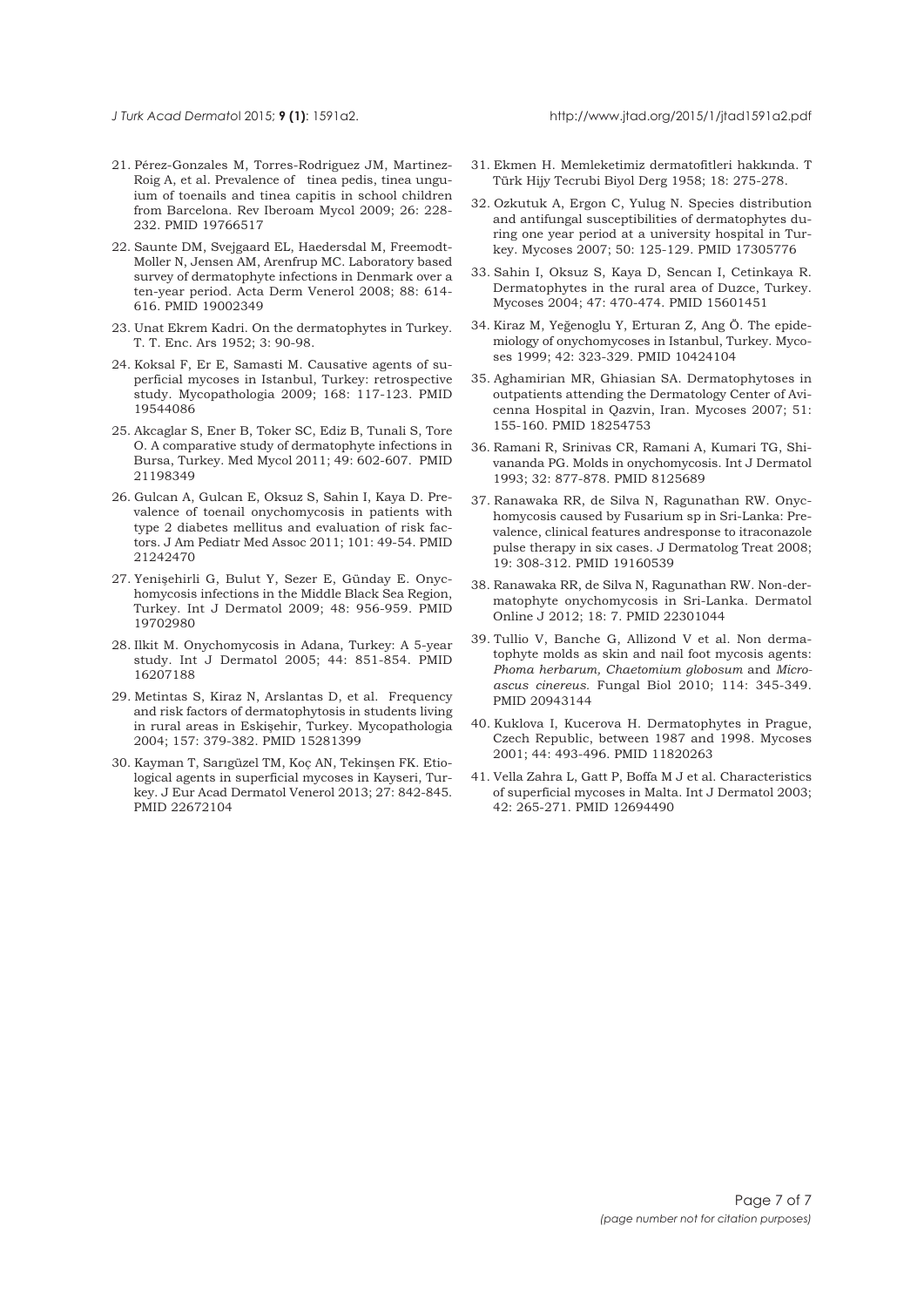21. Pérez-Gonzales M, Torres-Rodriguez JM, Martinez-Roig A, et al. Prevalence of tinea pedis, tinea unguium of toenails and tinea capitis in school children from Barcelona. Rev Iberoam Mycol 2009; 26: 228-232. PMID 19766517

22. Saunte DM, Svejgaard EL, Haedersdal M, Freemodt-Moller N, Jensen AM, Arenfrup MC. Laboratory based survey of dermatophyte infections in Denmark over a ten-year period. Acta Derm Venerol 2008; 88: 614-616. PMID 19002349

23. Unat Ekrem Kadri. On the dermatophytes in Turkey. T. T. Enc. Ars 1952; 3: 90-98.

24. Koksal F, Er E, Samasti M. Causative agents of superficial mycoses in Istanbul, Turkey: retrospective study. Mycopathologia 2009; 168: 117-123. PMID 19544086

25. Akcaglar S, Ener B, Toker SC, Ediz B, Tunali S, Tore O. A comparative study of dermatophyte infections in Bursa, Turkey. Med Mycol 2011; 49: 602-607. PMID 21198349

26. Gulcan A, Gulcan E, Oksuz S, Sahin I, Kaya D. Prevalence of toenail onychomycosis in patients with type 2 diabetes mellitus and evaluation of risk factors. J Am Pediatr Med Assoc 2011; 101: 49-54. PMID 21242470

27. Yenişehirli G, Bulut Y, Sezer E, Günday E. Onychomycosis infections in the Middle Black Sea Region, Turkey. Int J Dermatol 2009; 48: 956-959. PMID 19702980

28. Ilkit M. Onychomycosis in Adana, Turkey: A 5-year study. Int J Dermatol 2005; 44: 851-854. PMID 16207188

29. Metintas S, Kiraz N, Arslantas D, et al. Frequency and risk factors of dermatophytosis in students living in rural areas in Eskişehir, Turkey. Mycopathologia 2004; 157: 379-382. PMID 15281399

30. Kayman T, Sarıgüzel TM, Koç AN, Tekinşen FK. Etiological agents in superficial mycoses in Kayseri, Turkey. J Eur Acad Dermatol Venerol 2013; 27: 842-845. PMID 22672104

31. Ekmen H. Memleketimiz dermatofitleri hakkında. T Türk Hijy Tecrubi Biyol Derg 1958; 18: 275-278.

32. Ozkutuk A, Ergon C, Yulug N. Species distribution and antifungal susceptibilities of dermatophytes during one year period at a university hospital in Turkey. Mycoses 2007; 50: 125-129. PMID 17305776

33. Sahin I, Oksuz S, Kaya D, Sencan I, Cetinkaya R. Dermatophytes in the rural area of Duzce, Turkey. Mycoses 2004; 47: 470-474. PMID 15601451

34. Kiraz M, Yeğenoglu Y, Erturan Z, Ang Ö. The epidemiology of onychomycoses in Istanbul, Turkey. Mycoses 1999; 42: 323-329. PMID 10424104

35. Aghamirian MR, Ghiasian SA. Dermatophytoses in outpatients attending the Dermatology Center of Avicenna Hospital in Qazvin, Iran. Mycoses 2007; 51: 155-160. PMID 18254753

36. Ramani R, Srinivas CR, Ramani A, Kumari TG, Shivananda PG. Molds in onychomycosis. Int J Dermatol 1993; 32: 877-878. PMID 8125689

37. Ranawaka RR, de Silva N, Ragunathan RW. Onychomycosis caused by Fusarium sp in Sri-Lanka: Prevalence, clinical features andresponse to itraconazole pulse therapy in six cases. J Dermatolog Treat 2008; 19: 308-312. PMID 19160539

38. Ranawaka RR, de Silva N, Ragunathan RW. Non-dermatophyte onychomycosis in Sri-Lanka. Dermatol Online J 2012; 18: 7. PMID 22301044

39. Tullio V, Banche G, Allizond V et al. Non dermatophyte molds as skin and nail foot mycosis agents: *Phoma herbarum, Chaetomium globosum* and *Microascus cinereus.* Fungal Biol 2010; 114: 345-349. PMID 20943144

40. Kuklova I, Kucerova H. Dermatophytes in Prague, Czech Republic, between 1987 and 1998. Mycoses 2001; 44: 493-496. PMID 11820263

41. Vella Zahra L, Gatt P, Boffa M J et al. Characteristics of superficial mycoses in Malta. Int J Dermatol 2003; 42: 265-271. PMID 12694490